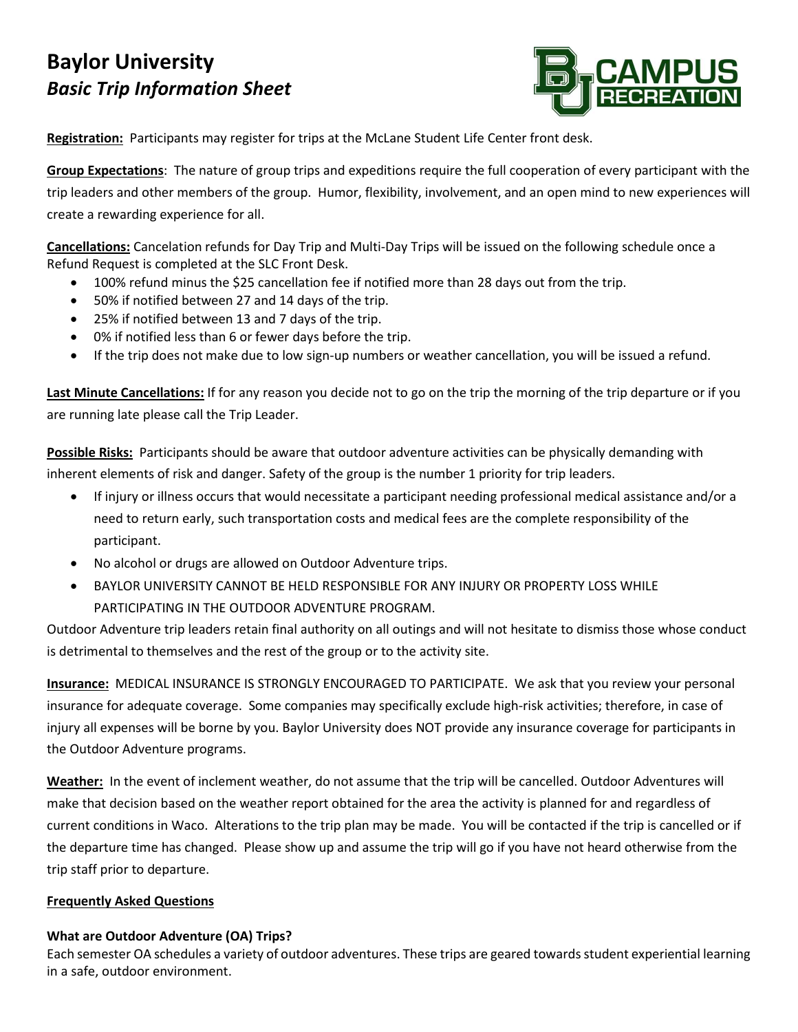# Baylor University
## *Basic Trip Information Sheet*

**Registration:** Participants may register for trips at the McLane Student Life Center front desk.

**Group Expectations**: The nature of group trips and expeditions require the full cooperation of every participant with the trip leaders and other members of the group. Humor, flexibility, involvement, and an open mind to new experiences will create a rewarding experience for all.

**Cancellations:** Cancelation refunds for Day Trip and Multi-Day Trips will be issued on the following schedule once a Refund Request is completed at the SLC Front Desk.

- 100% refund minus the $25 cancellation fee if notified more than 28 days out from the trip.
- 50% if notified between 27 and 14 days of the trip.
- 25% if notified between 13 and 7 days of the trip.
- 0% if notified less than 6 or fewer days before the trip.
- If the trip does not make due to low sign-up numbers or weather cancellation, you will be issued a refund.

**Last Minute Cancellations:** If for any reason you decide not to go on the trip the morning of the trip departure or if you are running late please call the Trip Leader.

**Possible Risks:** Participants should be aware that outdoor adventure activities can be physically demanding with inherent elements of risk and danger. Safety of the group is the number 1 priority for trip leaders.

- If injury or illness occurs that would necessitate a participant needing professional medical assistance and/or a need to return early, such transportation costs and medical fees are the complete responsibility of the participant.
- No alcohol or drugs are allowed on Outdoor Adventure trips.
- BAYLOR UNIVERSITY CANNOT BE HELD RESPONSIBLE FOR ANY INJURY OR PROPERTY LOSS WHILE PARTICIPATING IN THE OUTDOOR ADVENTURE PROGRAM.

Outdoor Adventure trip leaders retain final authority on all outings and will not hesitate to dismiss those whose conduct is detrimental to themselves and the rest of the group or to the activity site.

**Insurance:** MEDICAL INSURANCE IS STRONGLY ENCOURAGED TO PARTICIPATE. We ask that you review your personal insurance for adequate coverage. Some companies may specifically exclude high-risk activities; therefore, in case of injury all expenses will be borne by you. Baylor University does NOT provide any insurance coverage for participants in the Outdoor Adventure programs.

**Weather:** In the event of inclement weather, do not assume that the trip will be cancelled. Outdoor Adventures will make that decision based on the weather report obtained for the area the activity is planned for and regardless of current conditions in Waco. Alterations to the trip plan may be made. You will be contacted if the trip is cancelled or if the departure time has changed. Please show up and assume the trip will go if you have not heard otherwise from the trip staff prior to departure.

**Frequently Asked Questions**

**What are Outdoor Adventure (OA) Trips?**

Each semester OA schedules a variety of outdoor adventures. These trips are geared towards student experiential learning in a safe, outdoor environment.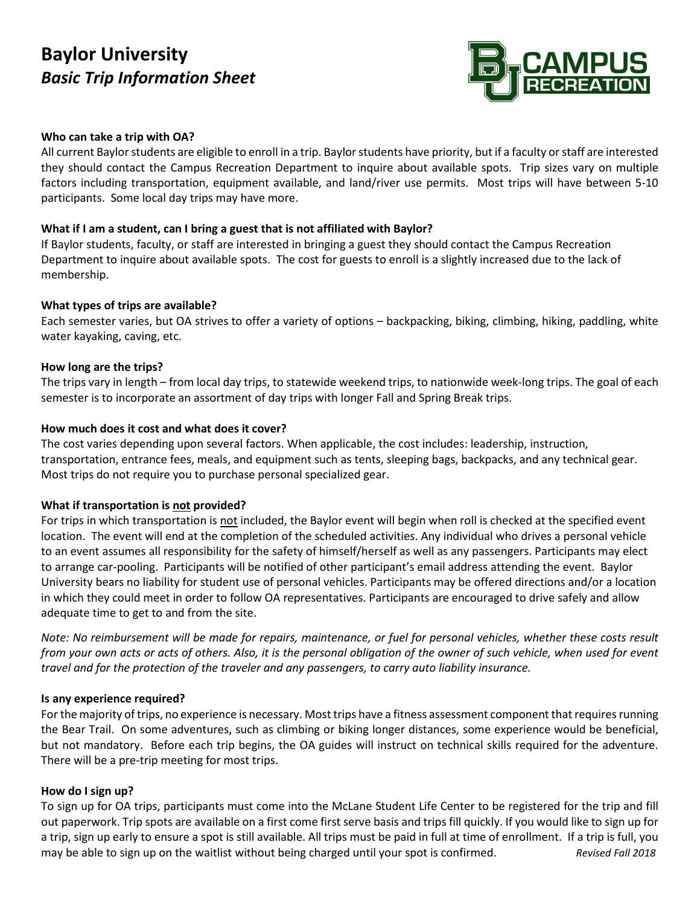# Baylor University

## *Basic Trip Information Sheet*

**Who can take a trip with OA?**

All current Baylor students are eligible to enroll in a trip. Baylor students have priority, but if a faculty or staff are interested they should contact the Campus Recreation Department to inquire about available spots. Trip sizes vary on multiple factors including transportation, equipment available, and land/river use permits. Most trips will have between 5-10 participants. Some local day trips may have more.

**What if I am a student, can I bring a guest that is not affiliated with Baylor?**

If Baylor students, faculty, or staff are interested in bringing a guest they should contact the Campus Recreation Department to inquire about available spots. The cost for guests to enroll is a slightly increased due to the lack of membership.

**What types of trips are available?**

Each semester varies, but OA strives to offer a variety of options – backpacking, biking, climbing, hiking, paddling, white water kayaking, caving, etc.

**How long are the trips?**

The trips vary in length – from local day trips, to statewide weekend trips, to nationwide week-long trips. The goal of each semester is to incorporate an assortment of day trips with longer Fall and Spring Break trips.

**How much does it cost and what does it cover?**

The cost varies depending upon several factors. When applicable, the cost includes: leadership, instruction, transportation, entrance fees, meals, and equipment such as tents, sleeping bags, backpacks, and any technical gear. Most trips do not require you to purchase personal specialized gear.

**What if transportation is <u>not</u> provided?**

For trips in which transportation is <u>not</u> included, the Baylor event will begin when roll is checked at the specified event location. The event will end at the completion of the scheduled activities. Any individual who drives a personal vehicle to an event assumes all responsibility for the safety of himself/herself as well as any passengers. Participants may elect to arrange car-pooling. Participants will be notified of other participant's email address attending the event. Baylor University bears no liability for student use of personal vehicles. Participants may be offered directions and/or a location in which they could meet in order to follow OA representatives. Participants are encouraged to drive safely and allow adequate time to get to and from the site.

*Note: No reimbursement will be made for repairs, maintenance, or fuel for personal vehicles, whether these costs result from your own acts or acts of others. Also, it is the personal obligation of the owner of such vehicle, when used for event travel and for the protection of the traveler and any passengers, to carry auto liability insurance.*

**Is any experience required?**

For the majority of trips, no experience is necessary. Most trips have a fitness assessment component that requires running the Bear Trail. On some adventures, such as climbing or biking longer distances, some experience would be beneficial, but not mandatory. Before each trip begins, the OA guides will instruct on technical skills required for the adventure. There will be a pre-trip meeting for most trips.

**How do I sign up?**

To sign up for OA trips, participants must come into the McLane Student Life Center to be registered for the trip and fill out paperwork. Trip spots are available on a first come first serve basis and trips fill quickly. If you would like to sign up for a trip, sign up early to ensure a spot is still available. All trips must be paid in full at time of enrollment. If a trip is full, you may be able to sign up on the waitlist without being charged until your spot is confirmed.

*Revised Fall 2018*